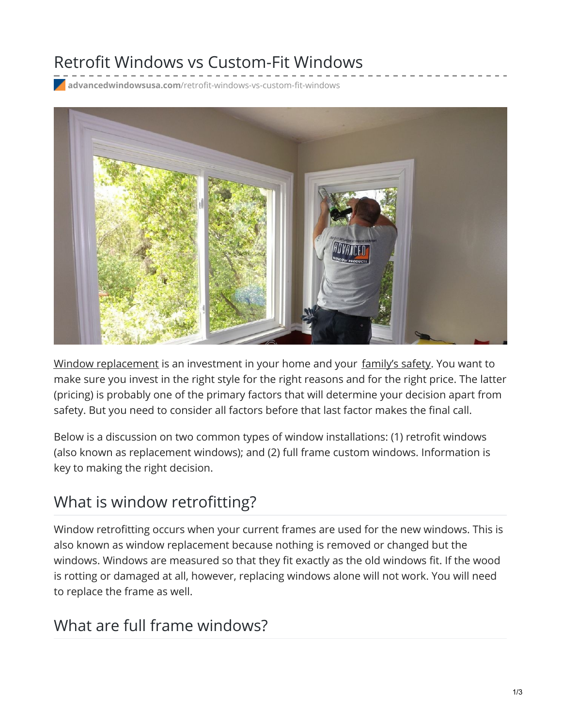# Retrofit Windows vs Custom-Fit Windows

**advancedwindowsusa.com**/retrofit-windows-vs-custom-fit-windows

Window replacement is an investment in your home and your family's safety. You want to make sure you invest in the right style for the right reasons and for the right price. The latter (pricing) is probably one of the primary factors that will determine your decision apart from safety. But you need to consider all factors before that last factor makes the final call.

Below is a discussion on two common types of window installations: (1) retrofit windows (also known as replacement windows); and (2) full frame custom windows. Information is key to making the right decision.

## What is window retrofitting?

Window retrofitting occurs when your current frames are used for the new windows. This is also known as window replacement because nothing is removed or changed but the windows. Windows are measured so that they fit exactly as the old windows fit. If the wood is rotting or damaged at all, however, replacing windows alone will not work. You will need to replace the frame as well.

## What are full frame windows?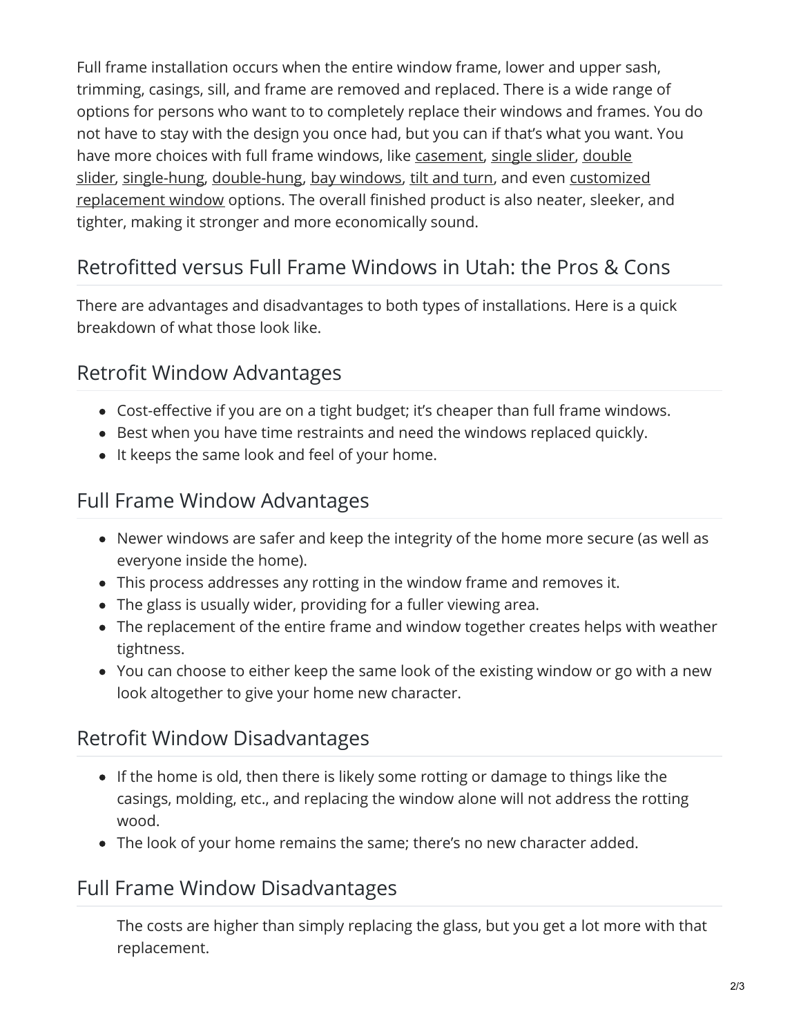Full frame installation occurs when the entire window frame, lower and upper sash, trimming, casings, sill, and frame are removed and replaced. There is a wide range of options for persons who want to to completely replace their windows and frames. You do not have to stay with the design you once had, but you can if that's what you want. You have more choices with full frame windows, like casement, single slider, double slider, single-hung, double-hung, bay windows, tilt and turn, and even customized replacement window options. The overall finished product is also neater, sleeker, and tighter, making it stronger and more economically sound.

## Retrofitted versus Full Frame Windows in Utah: the Pros & Cons

There are advantages and disadvantages to both types of installations. Here is a quick breakdown of what those look like.

## Retrofit Window Advantages

- Cost-effective if you are on a tight budget; it's cheaper than full frame windows.
- Best when you have time restraints and need the windows replaced quickly.
- It keeps the same look and feel of your home.

## Full Frame Window Advantages

- Newer windows are safer and keep the integrity of the home more secure (as well as everyone inside the home).
- This process addresses any rotting in the window frame and removes it.
- The glass is usually wider, providing for a fuller viewing area.
- The replacement of the entire frame and window together creates helps with weather tightness.
- You can choose to either keep the same look of the existing window or go with a new look altogether to give your home new character.

## Retrofit Window Disadvantages

- If the home is old, then there is likely some rotting or damage to things like the casings, molding, etc., and replacing the window alone will not address the rotting wood.
- The look of your home remains the same; there's no new character added.

## Full Frame Window Disadvantages

The costs are higher than simply replacing the glass, but you get a lot more with that replacement.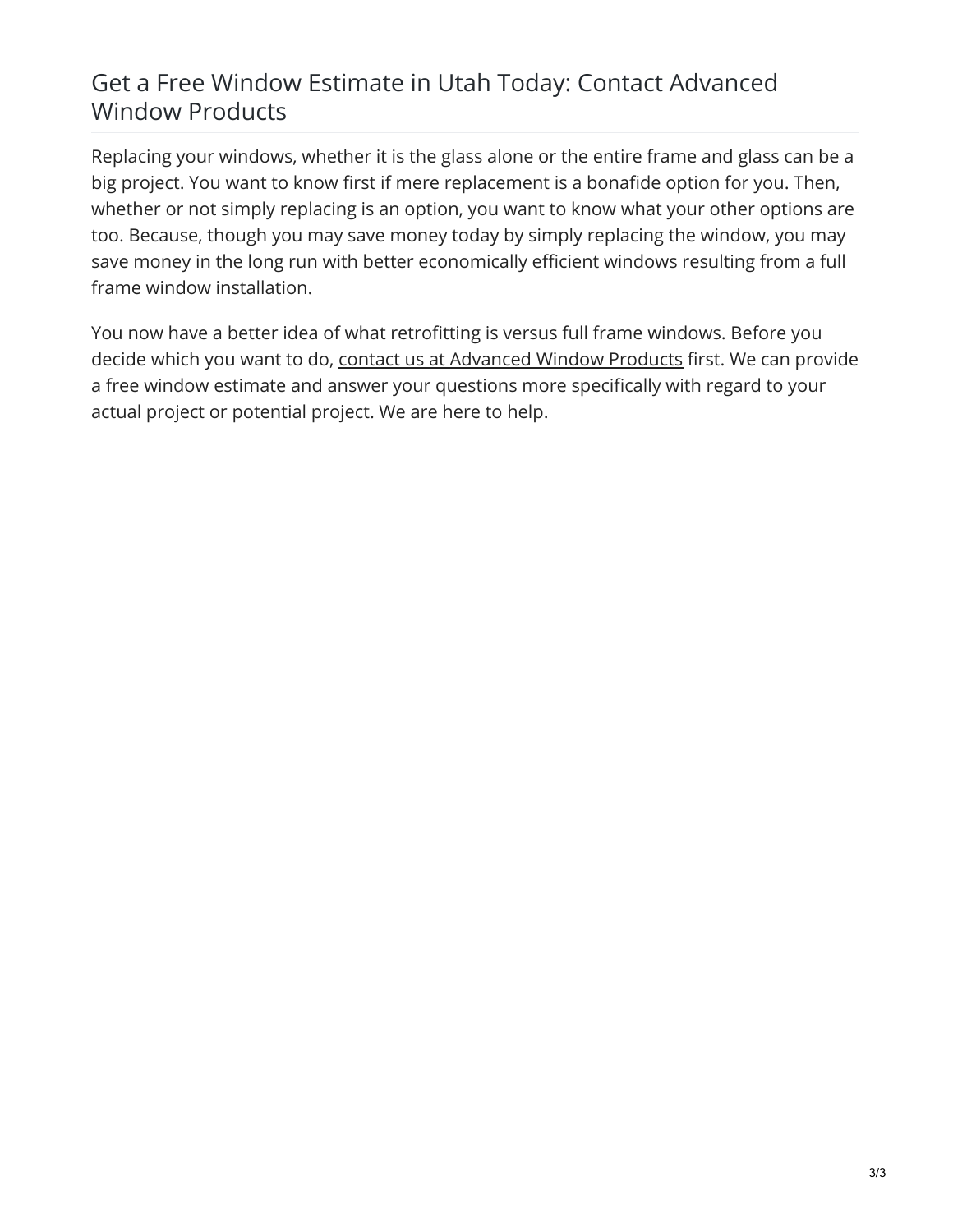## Get a Free Window Estimate in Utah Today: Contact Advanced Window Products

Replacing your windows, whether it is the glass alone or the entire frame and glass can be a big project. You want to know first if mere replacement is a bonafide option for you. Then, whether or not simply replacing is an option, you want to know what your other options are too. Because, though you may save money today by simply replacing the window, you may save money in the long run with better economically efficient windows resulting from a full frame window installation.

You now have a better idea of what retrofitting is versus full frame windows. Before you decide which you want to do, contact us at Advanced Window Products first. We can provide a free window estimate and answer your questions more specifically with regard to your actual project or potential project. We are here to help.